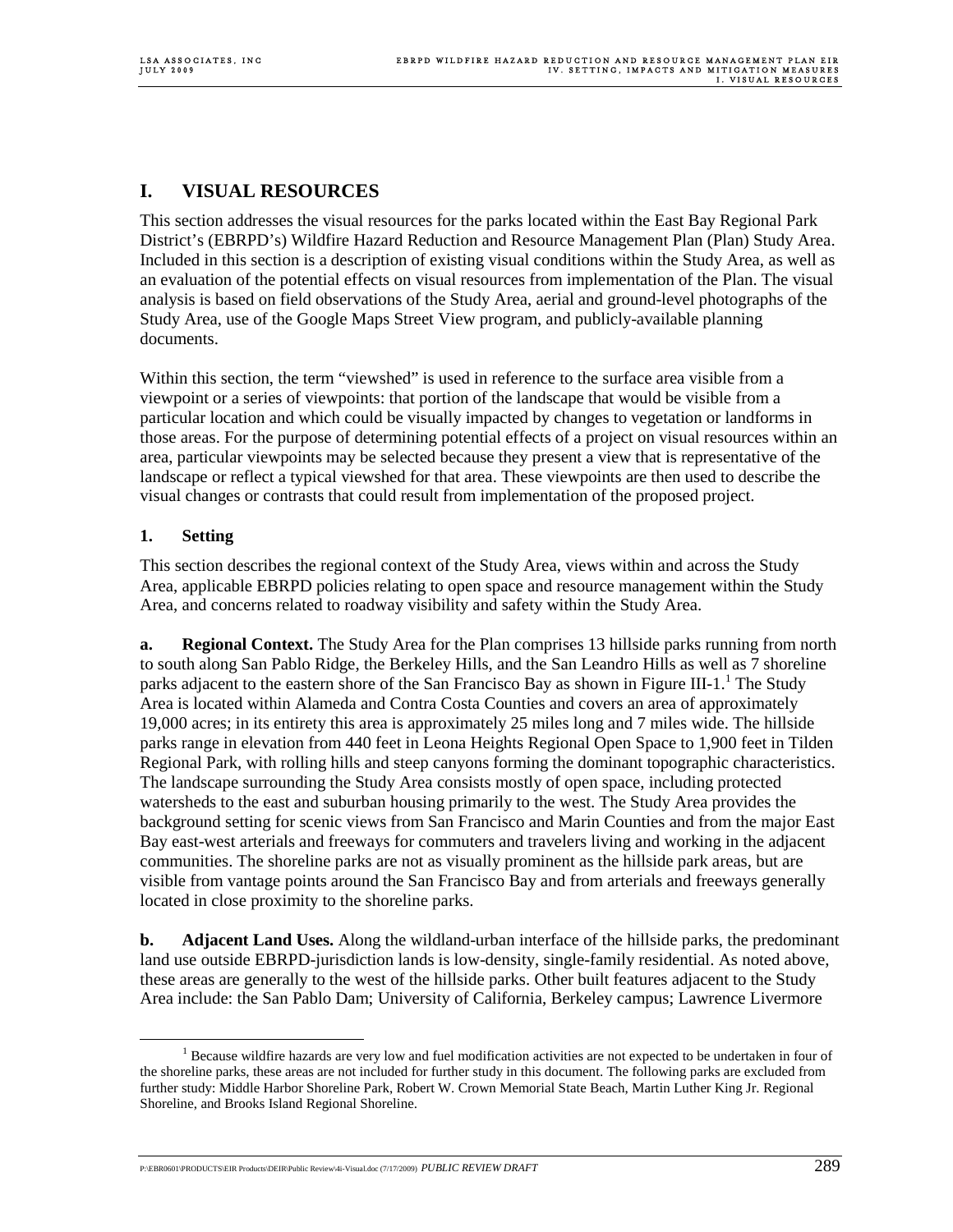# I. VISUAL RESOURCES

This section addresses the visual resources for the parks located within the East Bay Regional Park District's (EBRPD's) Wildfire Hazard Reduction and Resource Management Plan (Plan) Study Area. Included in this section is a description of existing visual conditions within the Study Area, as well as an evaluation of the potential effects on visual resources from implementation of the Plan. The visual analysis is based on field observations of the Study Area, aerial and ground-level photographs of the Study Area, use of the Google Maps Street View program, and publicly-available planning documents.

Within this section, the term "viewshed" is used in reference to the surface area visible from a viewpoint or a series of viewpoints: that portion of the landscape that would be visible from a particular location and which could be visually impacted by changes to vegetation or landforms in those areas. For the purpose of determining potential effects of a project on visual resources within an area, particular viewpoints may be selected because they present a view that is representative of the landscape or reflect a typical viewshed for that area. These viewpoints are then used to describe the visual changes or contrasts that could result from implementation of the proposed project.

## 1. Setting

This section describes the regional context of the Study Area, views within and across the Study Area, applicable EBRPD policies relating to open space and resource management within the Study Area, and concerns related to roadway visibility and safety within the Study Area.

**a. Regional Context.** The Study Area for the Plan comprises 13 hillside parks running from north to south along San Pablo Ridge, the Berkeley Hills, and the San Leandro Hills as well as 7 shoreline parks adjacent to the eastern shore of the San Francisco Bay as shown in Figure III-1.[1] The Study Area is located within Alameda and Contra Costa Counties and covers an area of approximately 19,000 acres; in its entirety this area is approximately 25 miles long and 7 miles wide. The hillside parks range in elevation from 440 feet in Leona Heights Regional Open Space to 1,900 feet in Tilden Regional Park, with rolling hills and steep canyons forming the dominant topographic characteristics. The landscape surrounding the Study Area consists mostly of open space, including protected watersheds to the east and suburban housing primarily to the west. The Study Area provides the background setting for scenic views from San Francisco and Marin Counties and from the major East Bay east-west arterials and freeways for commuters and travelers living and working in the adjacent communities. The shoreline parks are not as visually prominent as the hillside park areas, but are visible from vantage points around the San Francisco Bay and from arterials and freeways generally located in close proximity to the shoreline parks.

**b. Adjacent Land Uses.** Along the wildland-urban interface of the hillside parks, the predominant land use outside EBRPD-jurisdiction lands is low-density, single-family residential. As noted above, these areas are generally to the west of the hillside parks. Other built features adjacent to the Study Area include: the San Pablo Dam; University of California, Berkeley campus; Lawrence Livermore

[1] Because wildfire hazards are very low and fuel modification activities are not expected to be undertaken in four of the shoreline parks, these areas are not included for further study in this document. The following parks are excluded from further study: Middle Harbor Shoreline Park, Robert W. Crown Memorial State Beach, Martin Luther King Jr. Regional Shoreline, and Brooks Island Regional Shoreline.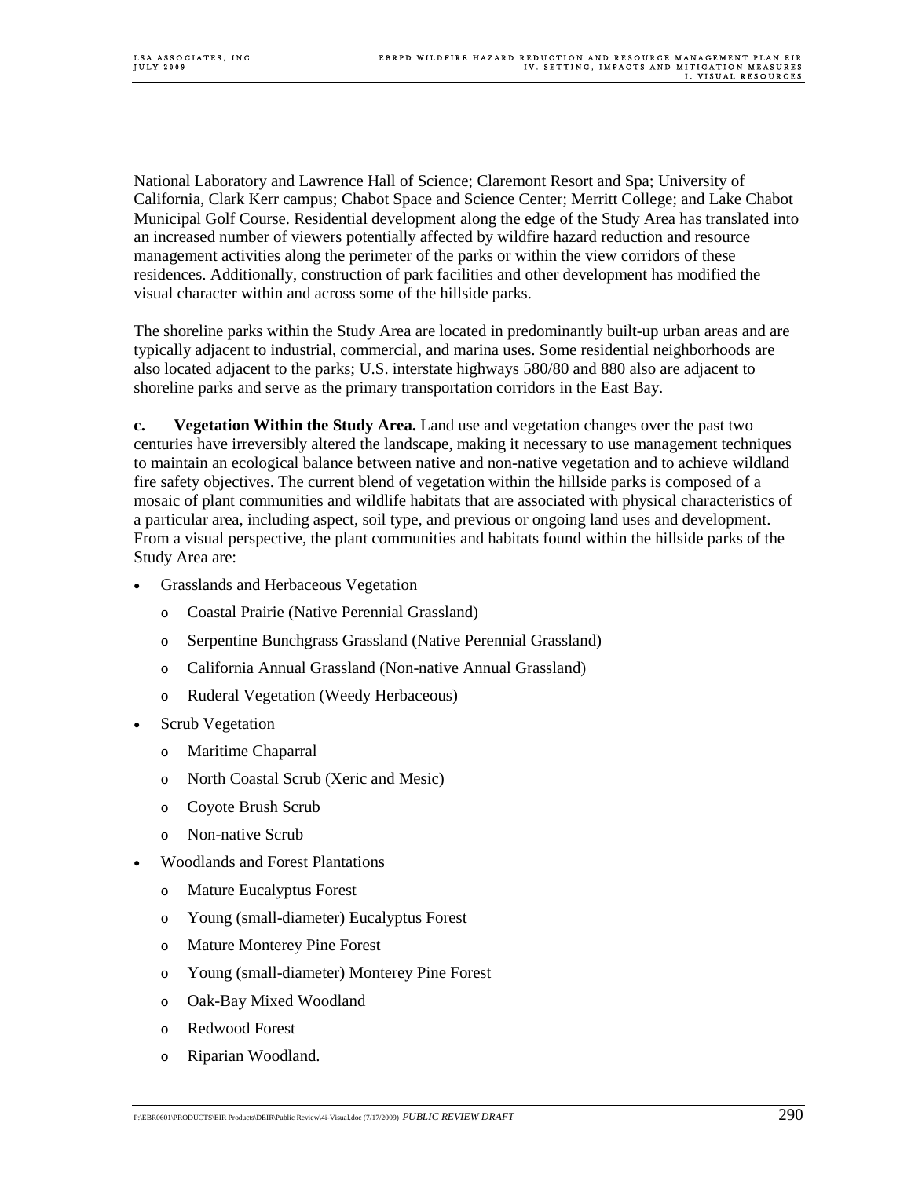National Laboratory and Lawrence Hall of Science; Claremont Resort and Spa; University of California, Clark Kerr campus; Chabot Space and Science Center; Merritt College; and Lake Chabot Municipal Golf Course. Residential development along the edge of the Study Area has translated into an increased number of viewers potentially affected by wildfire hazard reduction and resource management activities along the perimeter of the parks or within the view corridors of these residences. Additionally, construction of park facilities and other development has modified the visual character within and across some of the hillside parks.

The shoreline parks within the Study Area are located in predominantly built-up urban areas and are typically adjacent to industrial, commercial, and marina uses. Some residential neighborhoods are also located adjacent to the parks; U.S. interstate highways 580/80 and 880 also are adjacent to shoreline parks and serve as the primary transportation corridors in the East Bay.

**c. Vegetation Within the Study Area.** Land use and vegetation changes over the past two centuries have irreversibly altered the landscape, making it necessary to use management techniques to maintain an ecological balance between native and non-native vegetation and to achieve wildland fire safety objectives. The current blend of vegetation within the hillside parks is composed of a mosaic of plant communities and wildlife habitats that are associated with physical characteristics of a particular area, including aspect, soil type, and previous or ongoing land uses and development. From a visual perspective, the plant communities and habitats found within the hillside parks of the Study Area are:

- Grasslands and Herbaceous Vegetation
  - Coastal Prairie (Native Perennial Grassland)
  - Serpentine Bunchgrass Grassland (Native Perennial Grassland)
  - California Annual Grassland (Non-native Annual Grassland)
  - Ruderal Vegetation (Weedy Herbaceous)
- Scrub Vegetation
  - Maritime Chaparral
  - North Coastal Scrub (Xeric and Mesic)
  - Coyote Brush Scrub
  - Non-native Scrub
- Woodlands and Forest Plantations
  - Mature Eucalyptus Forest
  - Young (small-diameter) Eucalyptus Forest
  - Mature Monterey Pine Forest
  - Young (small-diameter) Monterey Pine Forest
  - Oak-Bay Mixed Woodland
  - Redwood Forest
  - Riparian Woodland.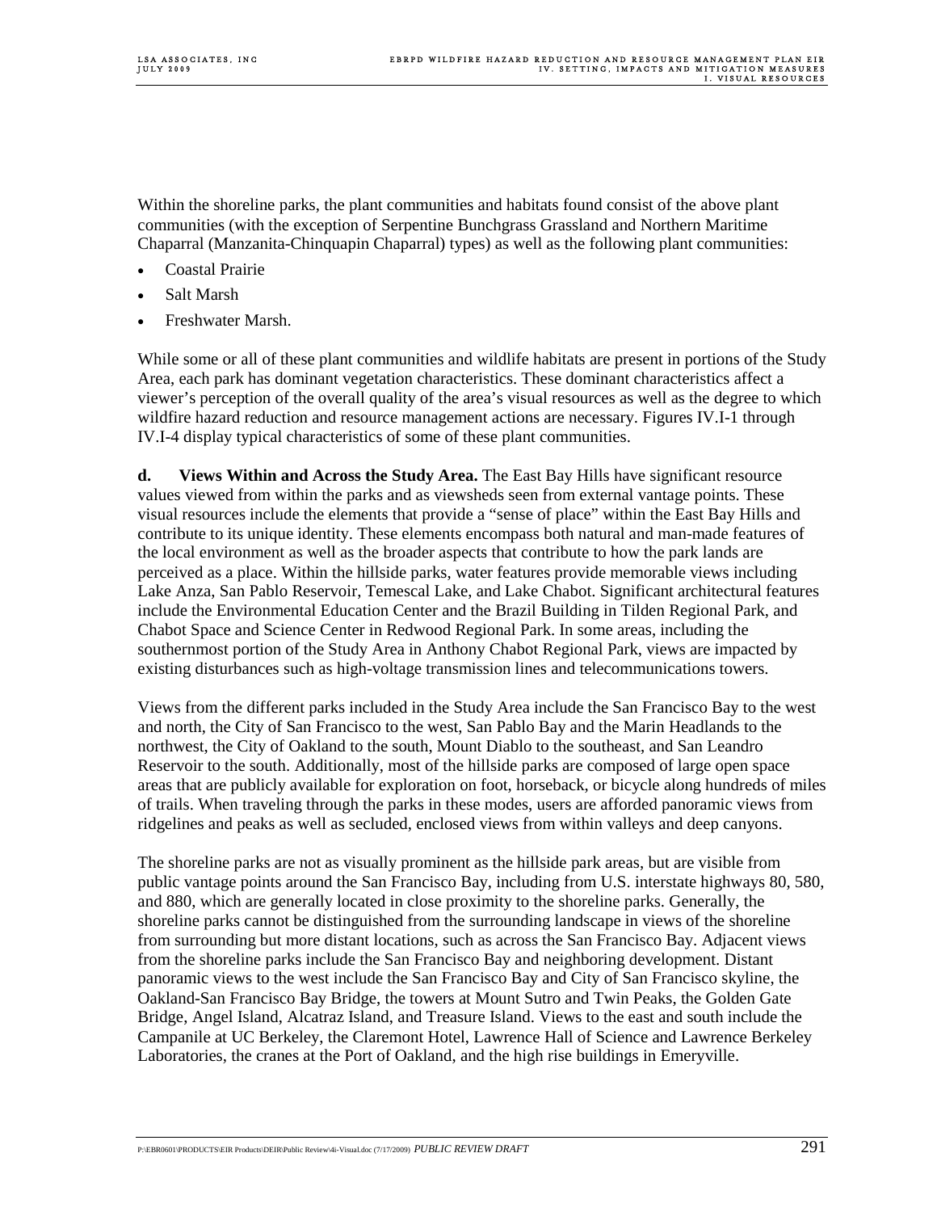Within the shoreline parks, the plant communities and habitats found consist of the above plant communities (with the exception of Serpentine Bunchgrass Grassland and Northern Maritime Chaparral (Manzanita-Chinquapin Chaparral) types) as well as the following plant communities:

- Coastal Prairie
- Salt Marsh
- Freshwater Marsh.

While some or all of these plant communities and wildlife habitats are present in portions of the Study Area, each park has dominant vegetation characteristics. These dominant characteristics affect a viewer's perception of the overall quality of the area's visual resources as well as the degree to which wildfire hazard reduction and resource management actions are necessary. Figures IV.I-1 through IV.I-4 display typical characteristics of some of these plant communities.

**d. Views Within and Across the Study Area.** The East Bay Hills have significant resource values viewed from within the parks and as viewsheds seen from external vantage points. These visual resources include the elements that provide a "sense of place" within the East Bay Hills and contribute to its unique identity. These elements encompass both natural and man-made features of the local environment as well as the broader aspects that contribute to how the park lands are perceived as a place. Within the hillside parks, water features provide memorable views including Lake Anza, San Pablo Reservoir, Temescal Lake, and Lake Chabot. Significant architectural features include the Environmental Education Center and the Brazil Building in Tilden Regional Park, and Chabot Space and Science Center in Redwood Regional Park. In some areas, including the southernmost portion of the Study Area in Anthony Chabot Regional Park, views are impacted by existing disturbances such as high-voltage transmission lines and telecommunications towers.

Views from the different parks included in the Study Area include the San Francisco Bay to the west and north, the City of San Francisco to the west, San Pablo Bay and the Marin Headlands to the northwest, the City of Oakland to the south, Mount Diablo to the southeast, and San Leandro Reservoir to the south. Additionally, most of the hillside parks are composed of large open space areas that are publicly available for exploration on foot, horseback, or bicycle along hundreds of miles of trails. When traveling through the parks in these modes, users are afforded panoramic views from ridgelines and peaks as well as secluded, enclosed views from within valleys and deep canyons.

The shoreline parks are not as visually prominent as the hillside park areas, but are visible from public vantage points around the San Francisco Bay, including from U.S. interstate highways 80, 580, and 880, which are generally located in close proximity to the shoreline parks. Generally, the shoreline parks cannot be distinguished from the surrounding landscape in views of the shoreline from surrounding but more distant locations, such as across the San Francisco Bay. Adjacent views from the shoreline parks include the San Francisco Bay and neighboring development. Distant panoramic views to the west include the San Francisco Bay and City of San Francisco skyline, the Oakland-San Francisco Bay Bridge, the towers at Mount Sutro and Twin Peaks, the Golden Gate Bridge, Angel Island, Alcatraz Island, and Treasure Island. Views to the east and south include the Campanile at UC Berkeley, the Claremont Hotel, Lawrence Hall of Science and Lawrence Berkeley Laboratories, the cranes at the Port of Oakland, and the high rise buildings in Emeryville.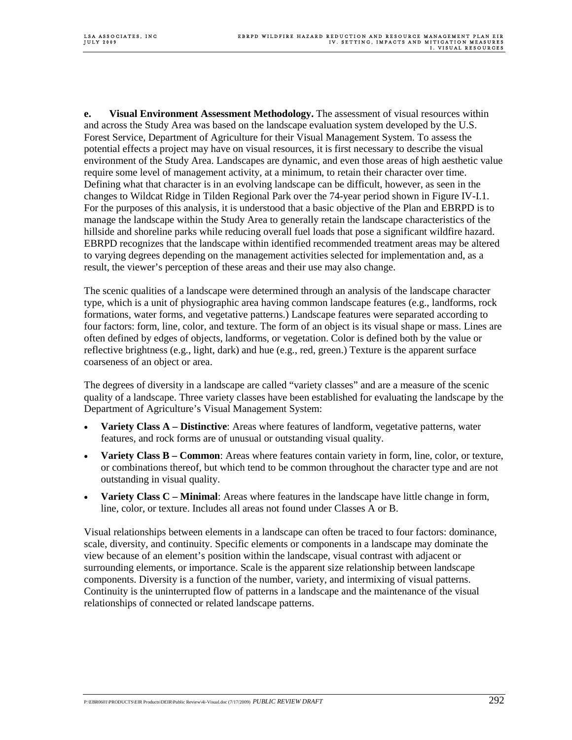**e. Visual Environment Assessment Methodology.** The assessment of visual resources within and across the Study Area was based on the landscape evaluation system developed by the U.S. Forest Service, Department of Agriculture for their Visual Management System. To assess the potential effects a project may have on visual resources, it is first necessary to describe the visual environment of the Study Area. Landscapes are dynamic, and even those areas of high aesthetic value require some level of management activity, at a minimum, to retain their character over time. Defining what that character is in an evolving landscape can be difficult, however, as seen in the changes to Wildcat Ridge in Tilden Regional Park over the 74-year period shown in Figure IV-I.1. For the purposes of this analysis, it is understood that a basic objective of the Plan and EBRPD is to manage the landscape within the Study Area to generally retain the landscape characteristics of the hillside and shoreline parks while reducing overall fuel loads that pose a significant wildfire hazard. EBRPD recognizes that the landscape within identified recommended treatment areas may be altered to varying degrees depending on the management activities selected for implementation and, as a result, the viewer's perception of these areas and their use may also change.

The scenic qualities of a landscape were determined through an analysis of the landscape character type, which is a unit of physiographic area having common landscape features (e.g., landforms, rock formations, water forms, and vegetative patterns.) Landscape features were separated according to four factors: form, line, color, and texture. The form of an object is its visual shape or mass. Lines are often defined by edges of objects, landforms, or vegetation. Color is defined both by the value or reflective brightness (e.g., light, dark) and hue (e.g., red, green.) Texture is the apparent surface coarseness of an object or area.

The degrees of diversity in a landscape are called "variety classes" and are a measure of the scenic quality of a landscape. Three variety classes have been established for evaluating the landscape by the Department of Agriculture's Visual Management System:

- **Variety Class A – Distinctive**: Areas where features of landform, vegetative patterns, water features, and rock forms are of unusual or outstanding visual quality.
- **Variety Class B – Common**: Areas where features contain variety in form, line, color, or texture, or combinations thereof, but which tend to be common throughout the character type and are not outstanding in visual quality.
- **Variety Class C – Minimal**: Areas where features in the landscape have little change in form, line, color, or texture. Includes all areas not found under Classes A or B.

Visual relationships between elements in a landscape can often be traced to four factors: dominance, scale, diversity, and continuity. Specific elements or components in a landscape may dominate the view because of an element's position within the landscape, visual contrast with adjacent or surrounding elements, or importance. Scale is the apparent size relationship between landscape components. Diversity is a function of the number, variety, and intermixing of visual patterns. Continuity is the uninterrupted flow of patterns in a landscape and the maintenance of the visual relationships of connected or related landscape patterns.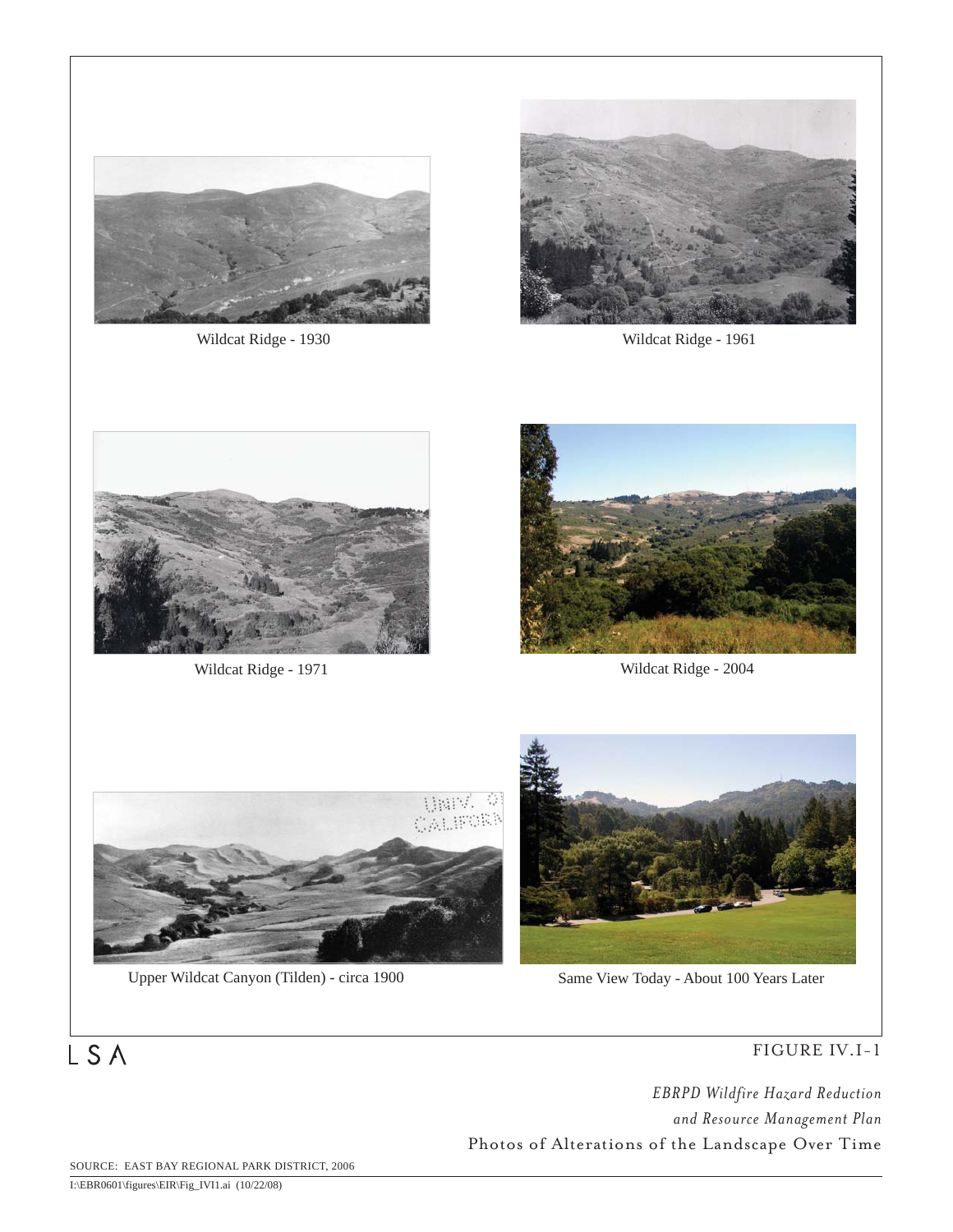Wildcat Ridge - 1930

Wildcat Ridge - 1961

Wildcat Ridge - 1971

Wildcat Ridge - 2004

Upper Wildcat Canyon (Tilden) - circa 1900

Same View Today - About 100 Years Later

LSA

FIGURE IV.I-1

*EBRPD Wildfire Hazard Reduction and Resource Management Plan*

Photos of Alterations of the Landscape Over Time

SOURCE: EAST BAY REGIONAL PARK DISTRICT, 2006

I:\EBR0601\figures\EIR\Fig_IVI1.ai (10/22/08)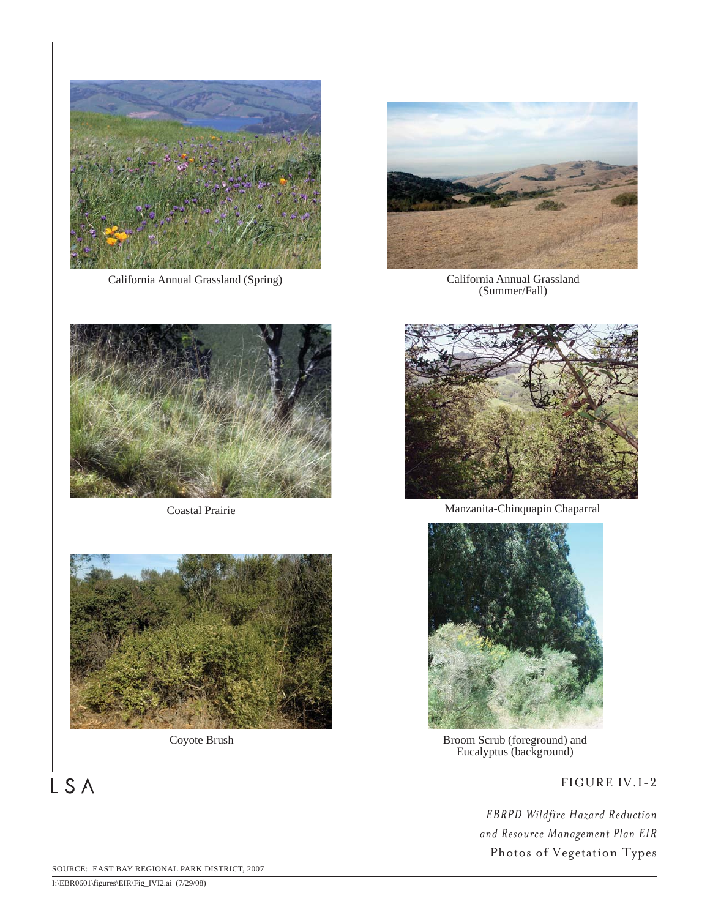California Annual Grassland (Spring)

California Annual Grassland (Summer/Fall)

Coastal Prairie

Manzanita-Chinquapin Chaparral

Coyote Brush

Broom Scrub (foreground) and Eucalyptus (background)

LSA

FIGURE IV.I-2

*EBRPD Wildfire Hazard Reduction and Resource Management Plan EIR*

Photos of Vegetation Types

SOURCE: EAST BAY REGIONAL PARK DISTRICT, 2007

I:\EBR0601\figures\EIR\Fig_IVI2.ai (7/29/08)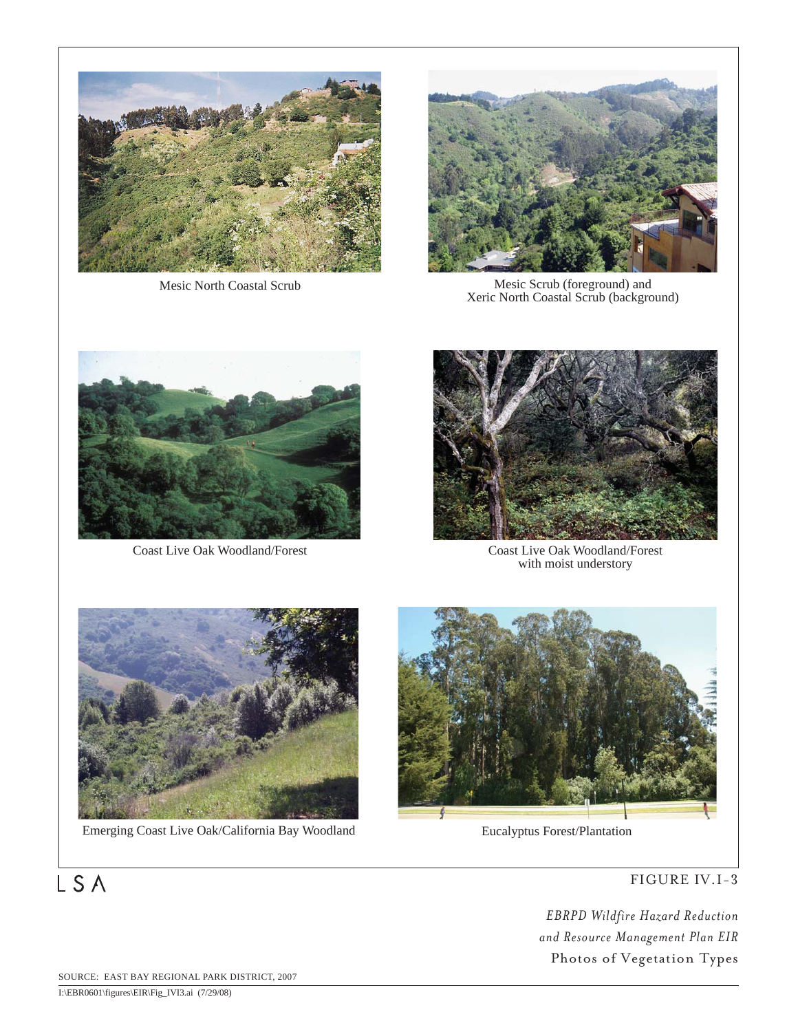Mesic North Coastal Scrub

Mesic Scrub (foreground) and
Xeric North Coastal Scrub (background)

Coast Live Oak Woodland/Forest

Coast Live Oak Woodland/Forest
with moist understory

Emerging Coast Live Oak/California Bay Woodland

Eucalyptus Forest/Plantation

LSA

FIGURE IV.I-3

*EBRPD Wildfire Hazard Reduction*
*and Resource Management Plan EIR*
Photos of Vegetation Types

SOURCE: EAST BAY REGIONAL PARK DISTRICT, 2007

I:\EBR0601\figures\EIR\Fig_IVI3.ai (7/29/08)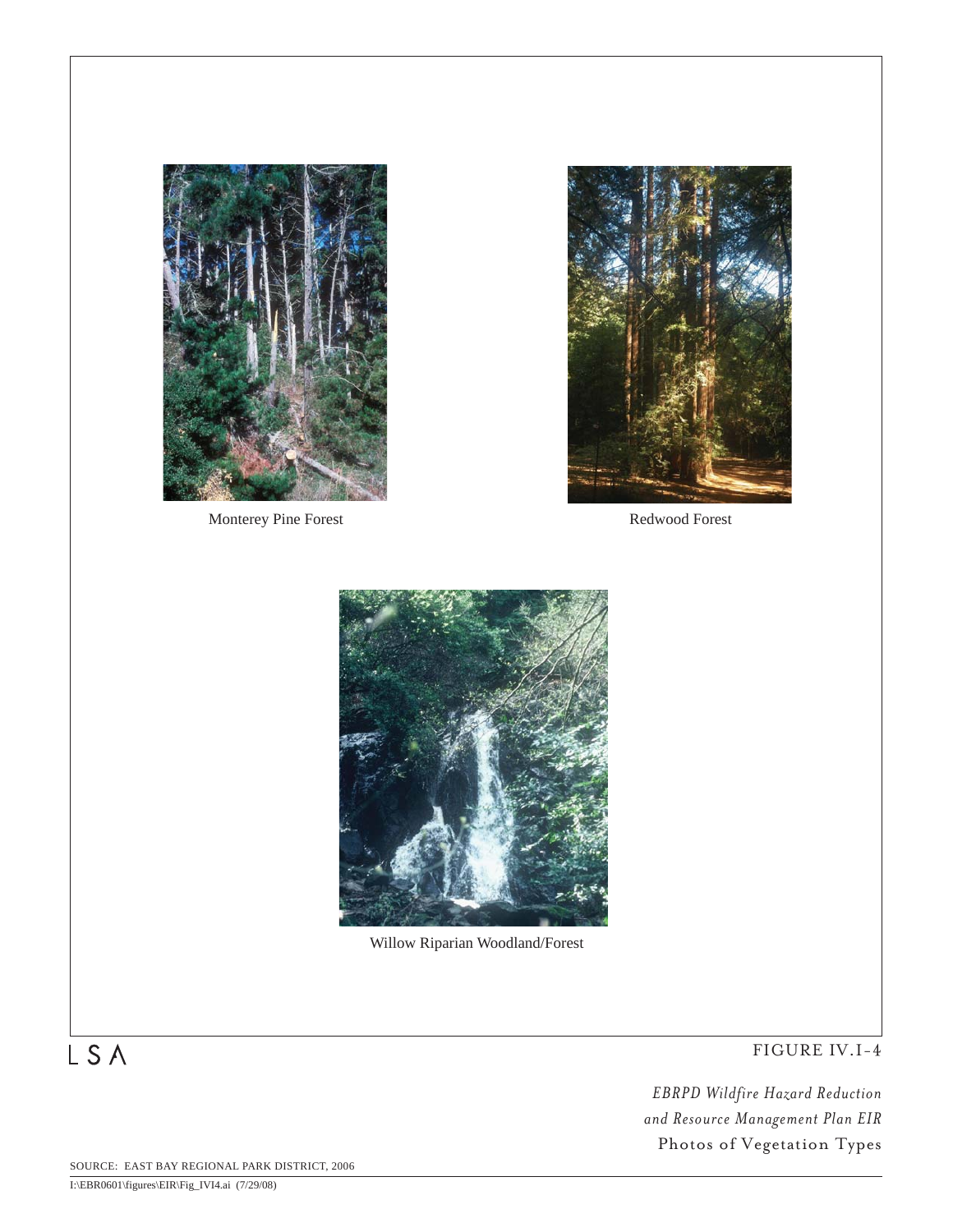Monterey Pine Forest

Redwood Forest

Willow Riparian Woodland/Forest

LSA

FIGURE IV.I-4

*EBRPD Wildfire Hazard Reduction and Resource Management Plan EIR*

Photos of Vegetation Types

SOURCE: EAST BAY REGIONAL PARK DISTRICT, 2006

I:\EBR0601\figures\EIR\Fig_IVI4.ai (7/29/08)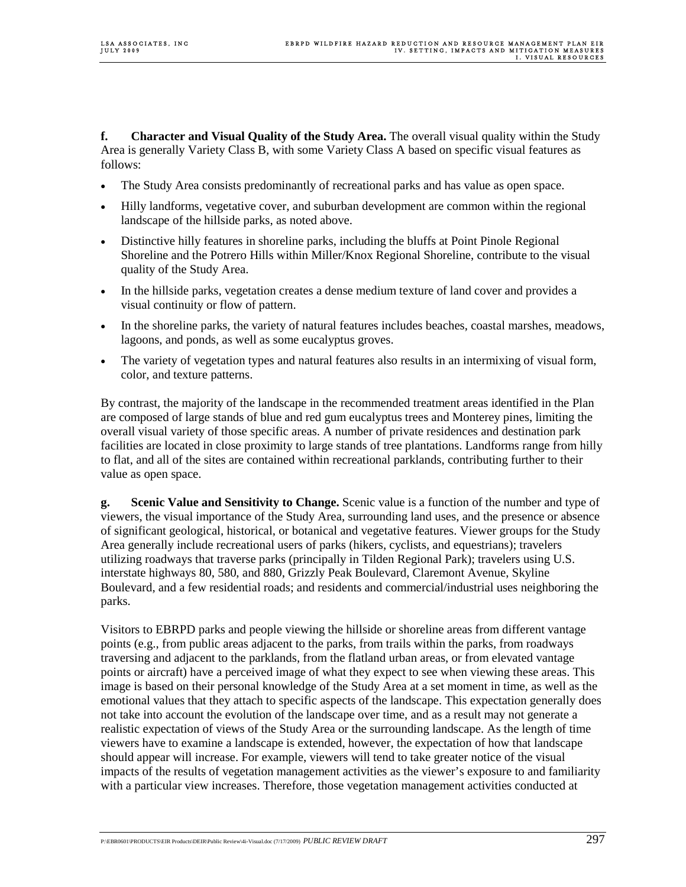**f. Character and Visual Quality of the Study Area.** The overall visual quality within the Study Area is generally Variety Class B, with some Variety Class A based on specific visual features as follows:

- The Study Area consists predominantly of recreational parks and has value as open space.
- Hilly landforms, vegetative cover, and suburban development are common within the regional landscape of the hillside parks, as noted above.
- Distinctive hilly features in shoreline parks, including the bluffs at Point Pinole Regional Shoreline and the Potrero Hills within Miller/Knox Regional Shoreline, contribute to the visual quality of the Study Area.
- In the hillside parks, vegetation creates a dense medium texture of land cover and provides a visual continuity or flow of pattern.
- In the shoreline parks, the variety of natural features includes beaches, coastal marshes, meadows, lagoons, and ponds, as well as some eucalyptus groves.
- The variety of vegetation types and natural features also results in an intermixing of visual form, color, and texture patterns.

By contrast, the majority of the landscape in the recommended treatment areas identified in the Plan are composed of large stands of blue and red gum eucalyptus trees and Monterey pines, limiting the overall visual variety of those specific areas. A number of private residences and destination park facilities are located in close proximity to large stands of tree plantations. Landforms range from hilly to flat, and all of the sites are contained within recreational parklands, contributing further to their value as open space.

**g. Scenic Value and Sensitivity to Change.** Scenic value is a function of the number and type of viewers, the visual importance of the Study Area, surrounding land uses, and the presence or absence of significant geological, historical, or botanical and vegetative features. Viewer groups for the Study Area generally include recreational users of parks (hikers, cyclists, and equestrians); travelers utilizing roadways that traverse parks (principally in Tilden Regional Park); travelers using U.S. interstate highways 80, 580, and 880, Grizzly Peak Boulevard, Claremont Avenue, Skyline Boulevard, and a few residential roads; and residents and commercial/industrial uses neighboring the parks.

Visitors to EBRPD parks and people viewing the hillside or shoreline areas from different vantage points (e.g., from public areas adjacent to the parks, from trails within the parks, from roadways traversing and adjacent to the parklands, from the flatland urban areas, or from elevated vantage points or aircraft) have a perceived image of what they expect to see when viewing these areas. This image is based on their personal knowledge of the Study Area at a set moment in time, as well as the emotional values that they attach to specific aspects of the landscape. This expectation generally does not take into account the evolution of the landscape over time, and as a result may not generate a realistic expectation of views of the Study Area or the surrounding landscape. As the length of time viewers have to examine a landscape is extended, however, the expectation of how that landscape should appear will increase. For example, viewers will tend to take greater notice of the visual impacts of the results of vegetation management activities as the viewer's exposure to and familiarity with a particular view increases. Therefore, those vegetation management activities conducted at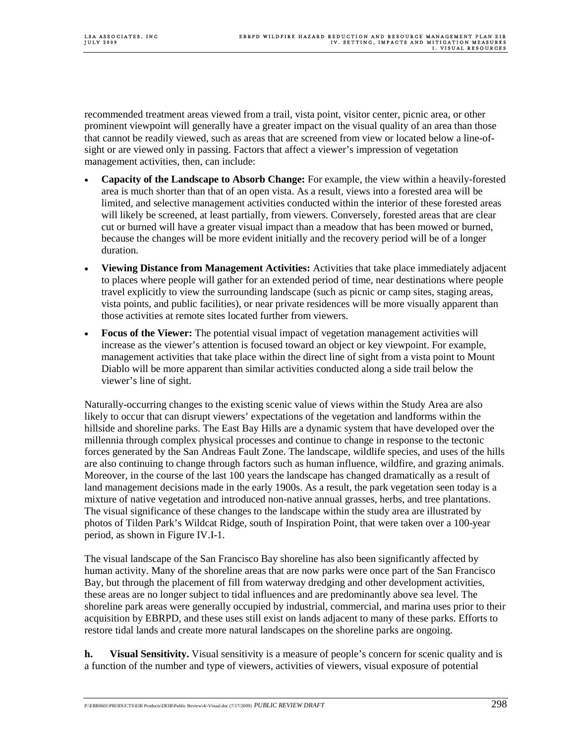recommended treatment areas viewed from a trail, vista point, visitor center, picnic area, or other prominent viewpoint will generally have a greater impact on the visual quality of an area than those that cannot be readily viewed, such as areas that are screened from view or located below a line-of-sight or are viewed only in passing. Factors that affect a viewer's impression of vegetation management activities, then, can include:

- **Capacity of the Landscape to Absorb Change:** For example, the view within a heavily-forested area is much shorter than that of an open vista. As a result, views into a forested area will be limited, and selective management activities conducted within the interior of these forested areas will likely be screened, at least partially, from viewers. Conversely, forested areas that are clear cut or burned will have a greater visual impact than a meadow that has been mowed or burned, because the changes will be more evident initially and the recovery period will be of a longer duration.
- **Viewing Distance from Management Activities:** Activities that take place immediately adjacent to places where people will gather for an extended period of time, near destinations where people travel explicitly to view the surrounding landscape (such as picnic or camp sites, staging areas, vista points, and public facilities), or near private residences will be more visually apparent than those activities at remote sites located further from viewers.
- **Focus of the Viewer:** The potential visual impact of vegetation management activities will increase as the viewer's attention is focused toward an object or key viewpoint. For example, management activities that take place within the direct line of sight from a vista point to Mount Diablo will be more apparent than similar activities conducted along a side trail below the viewer's line of sight.

Naturally-occurring changes to the existing scenic value of views within the Study Area are also likely to occur that can disrupt viewers' expectations of the vegetation and landforms within the hillside and shoreline parks. The East Bay Hills are a dynamic system that have developed over the millennia through complex physical processes and continue to change in response to the tectonic forces generated by the San Andreas Fault Zone. The landscape, wildlife species, and uses of the hills are also continuing to change through factors such as human influence, wildfire, and grazing animals. Moreover, in the course of the last 100 years the landscape has changed dramatically as a result of land management decisions made in the early 1900s. As a result, the park vegetation seen today is a mixture of native vegetation and introduced non-native annual grasses, herbs, and tree plantations. The visual significance of these changes to the landscape within the study area are illustrated by photos of Tilden Park's Wildcat Ridge, south of Inspiration Point, that were taken over a 100-year period, as shown in Figure IV.I-1.

The visual landscape of the San Francisco Bay shoreline has also been significantly affected by human activity. Many of the shoreline areas that are now parks were once part of the San Francisco Bay, but through the placement of fill from waterway dredging and other development activities, these areas are no longer subject to tidal influences and are predominantly above sea level. The shoreline park areas were generally occupied by industrial, commercial, and marina uses prior to their acquisition by EBRPD, and these uses still exist on lands adjacent to many of these parks. Efforts to restore tidal lands and create more natural landscapes on the shoreline parks are ongoing.

**h. Visual Sensitivity.** Visual sensitivity is a measure of people's concern for scenic quality and is a function of the number and type of viewers, activities of viewers, visual exposure of potential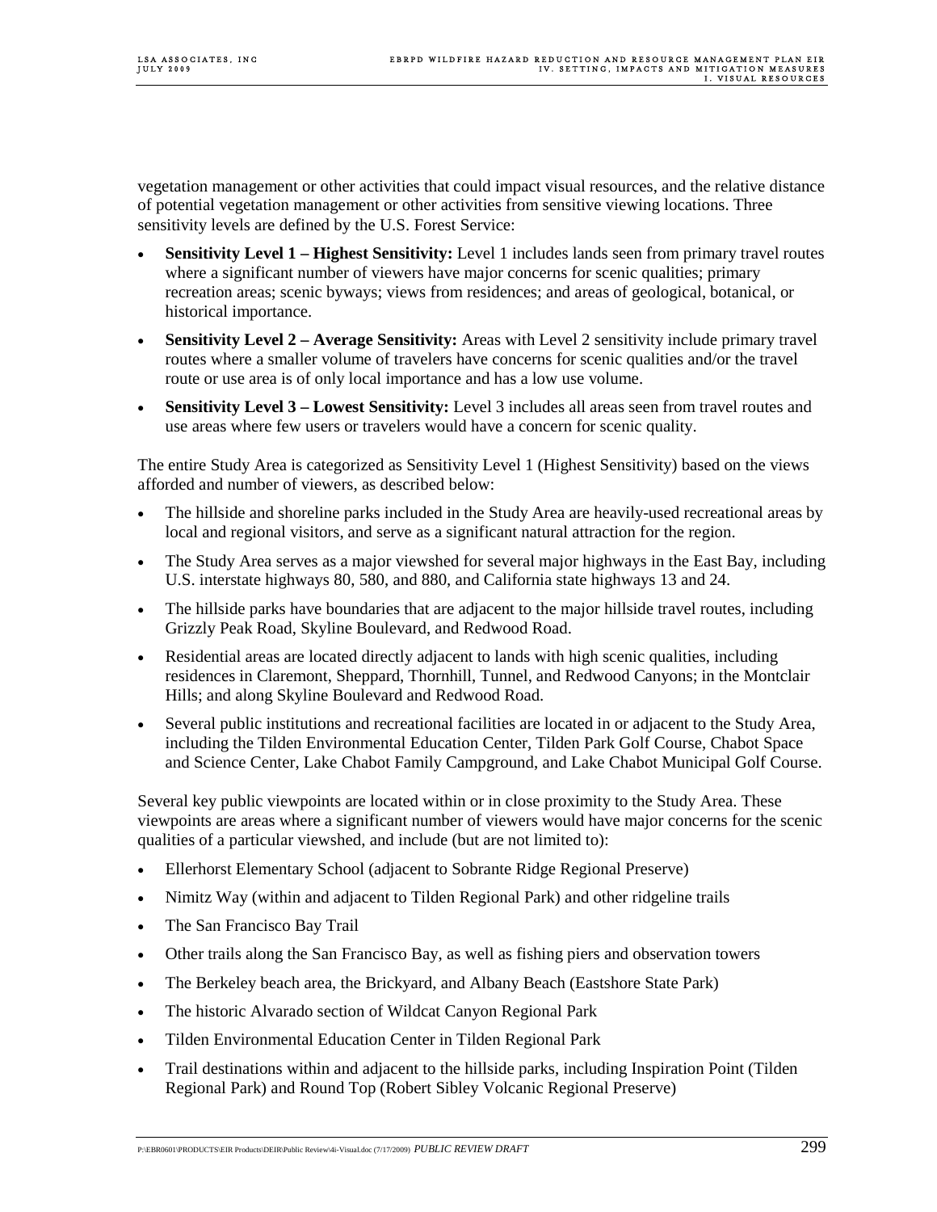vegetation management or other activities that could impact visual resources, and the relative distance of potential vegetation management or other activities from sensitive viewing locations. Three sensitivity levels are defined by the U.S. Forest Service:

- **Sensitivity Level 1 – Highest Sensitivity:** Level 1 includes lands seen from primary travel routes where a significant number of viewers have major concerns for scenic qualities; primary recreation areas; scenic byways; views from residences; and areas of geological, botanical, or historical importance.
- **Sensitivity Level 2 – Average Sensitivity:** Areas with Level 2 sensitivity include primary travel routes where a smaller volume of travelers have concerns for scenic qualities and/or the travel route or use area is of only local importance and has a low use volume.
- **Sensitivity Level 3 – Lowest Sensitivity:** Level 3 includes all areas seen from travel routes and use areas where few users or travelers would have a concern for scenic quality.

The entire Study Area is categorized as Sensitivity Level 1 (Highest Sensitivity) based on the views afforded and number of viewers, as described below:

- The hillside and shoreline parks included in the Study Area are heavily-used recreational areas by local and regional visitors, and serve as a significant natural attraction for the region.
- The Study Area serves as a major viewshed for several major highways in the East Bay, including U.S. interstate highways 80, 580, and 880, and California state highways 13 and 24.
- The hillside parks have boundaries that are adjacent to the major hillside travel routes, including Grizzly Peak Road, Skyline Boulevard, and Redwood Road.
- Residential areas are located directly adjacent to lands with high scenic qualities, including residences in Claremont, Sheppard, Thornhill, Tunnel, and Redwood Canyons; in the Montclair Hills; and along Skyline Boulevard and Redwood Road.
- Several public institutions and recreational facilities are located in or adjacent to the Study Area, including the Tilden Environmental Education Center, Tilden Park Golf Course, Chabot Space and Science Center, Lake Chabot Family Campground, and Lake Chabot Municipal Golf Course.

Several key public viewpoints are located within or in close proximity to the Study Area. These viewpoints are areas where a significant number of viewers would have major concerns for the scenic qualities of a particular viewshed, and include (but are not limited to):

- Ellerhorst Elementary School (adjacent to Sobrante Ridge Regional Preserve)
- Nimitz Way (within and adjacent to Tilden Regional Park) and other ridgeline trails
- The San Francisco Bay Trail
- Other trails along the San Francisco Bay, as well as fishing piers and observation towers
- The Berkeley beach area, the Brickyard, and Albany Beach (Eastshore State Park)
- The historic Alvarado section of Wildcat Canyon Regional Park
- Tilden Environmental Education Center in Tilden Regional Park
- Trail destinations within and adjacent to the hillside parks, including Inspiration Point (Tilden Regional Park) and Round Top (Robert Sibley Volcanic Regional Preserve)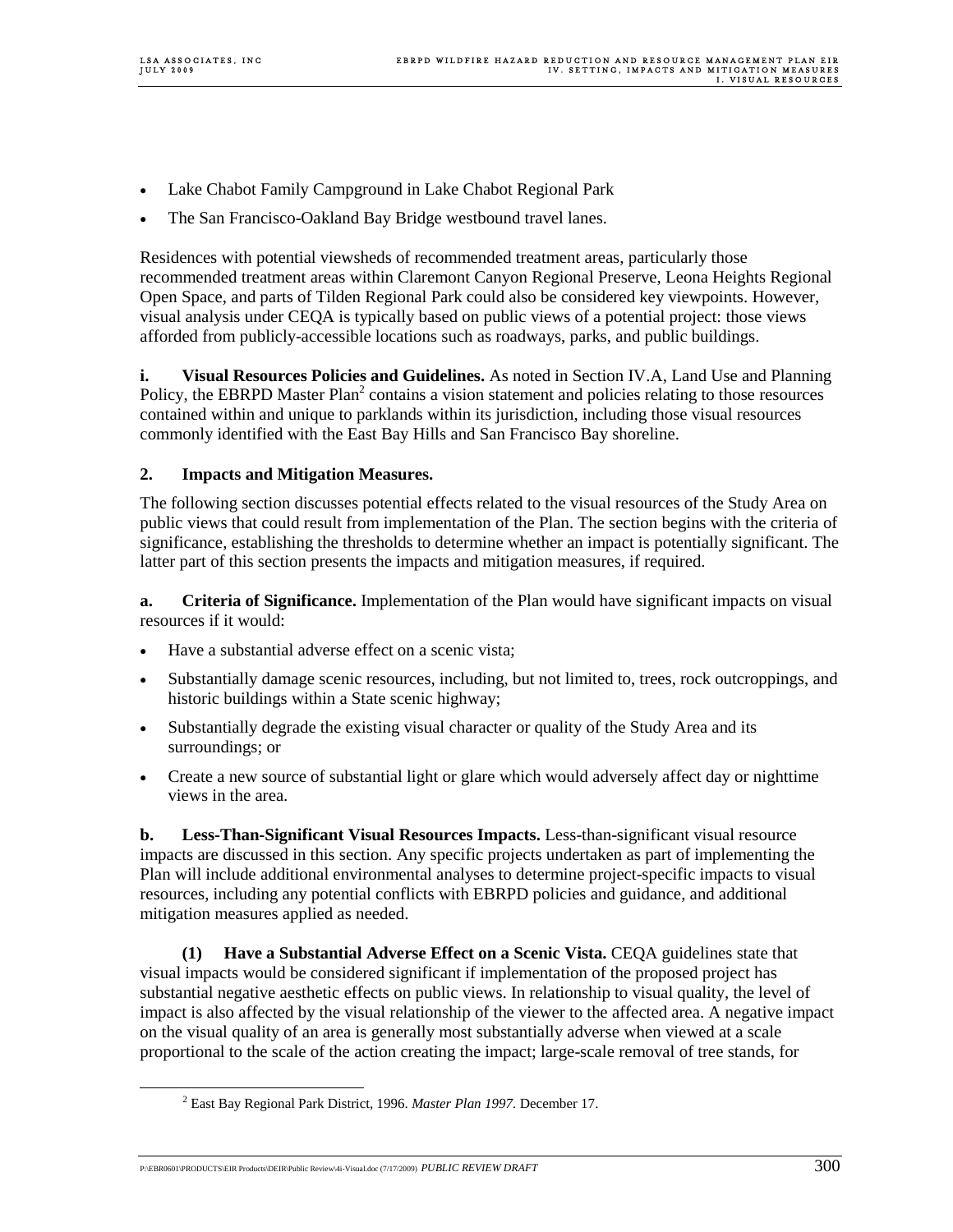- Lake Chabot Family Campground in Lake Chabot Regional Park
- The San Francisco-Oakland Bay Bridge westbound travel lanes.

Residences with potential viewsheds of recommended treatment areas, particularly those recommended treatment areas within Claremont Canyon Regional Preserve, Leona Heights Regional Open Space, and parts of Tilden Regional Park could also be considered key viewpoints. However, visual analysis under CEQA is typically based on public views of a potential project: those views afforded from publicly-accessible locations such as roadways, parks, and public buildings.

**i. Visual Resources Policies and Guidelines.** As noted in Section IV.A, Land Use and Planning Policy, the EBRPD Master Plan[2] contains a vision statement and policies relating to those resources contained within and unique to parklands within its jurisdiction, including those visual resources commonly identified with the East Bay Hills and San Francisco Bay shoreline.

## 2. Impacts and Mitigation Measures.

The following section discusses potential effects related to the visual resources of the Study Area on public views that could result from implementation of the Plan. The section begins with the criteria of significance, establishing the thresholds to determine whether an impact is potentially significant. The latter part of this section presents the impacts and mitigation measures, if required.

**a. Criteria of Significance.** Implementation of the Plan would have significant impacts on visual resources if it would:

- Have a substantial adverse effect on a scenic vista;
- Substantially damage scenic resources, including, but not limited to, trees, rock outcroppings, and historic buildings within a State scenic highway;
- Substantially degrade the existing visual character or quality of the Study Area and its surroundings; or
- Create a new source of substantial light or glare which would adversely affect day or nighttime views in the area.

**b. Less-Than-Significant Visual Resources Impacts.** Less-than-significant visual resource impacts are discussed in this section. Any specific projects undertaken as part of implementing the Plan will include additional environmental analyses to determine project-specific impacts to visual resources, including any potential conflicts with EBRPD policies and guidance, and additional mitigation measures applied as needed.

**(1) Have a Substantial Adverse Effect on a Scenic Vista.** CEQA guidelines state that visual impacts would be considered significant if implementation of the proposed project has substantial negative aesthetic effects on public views. In relationship to visual quality, the level of impact is also affected by the visual relationship of the viewer to the affected area. A negative impact on the visual quality of an area is generally most substantially adverse when viewed at a scale proportional to the scale of the action creating the impact; large-scale removal of tree stands, for

[2] East Bay Regional Park District, 1996. *Master Plan 1997.* December 17.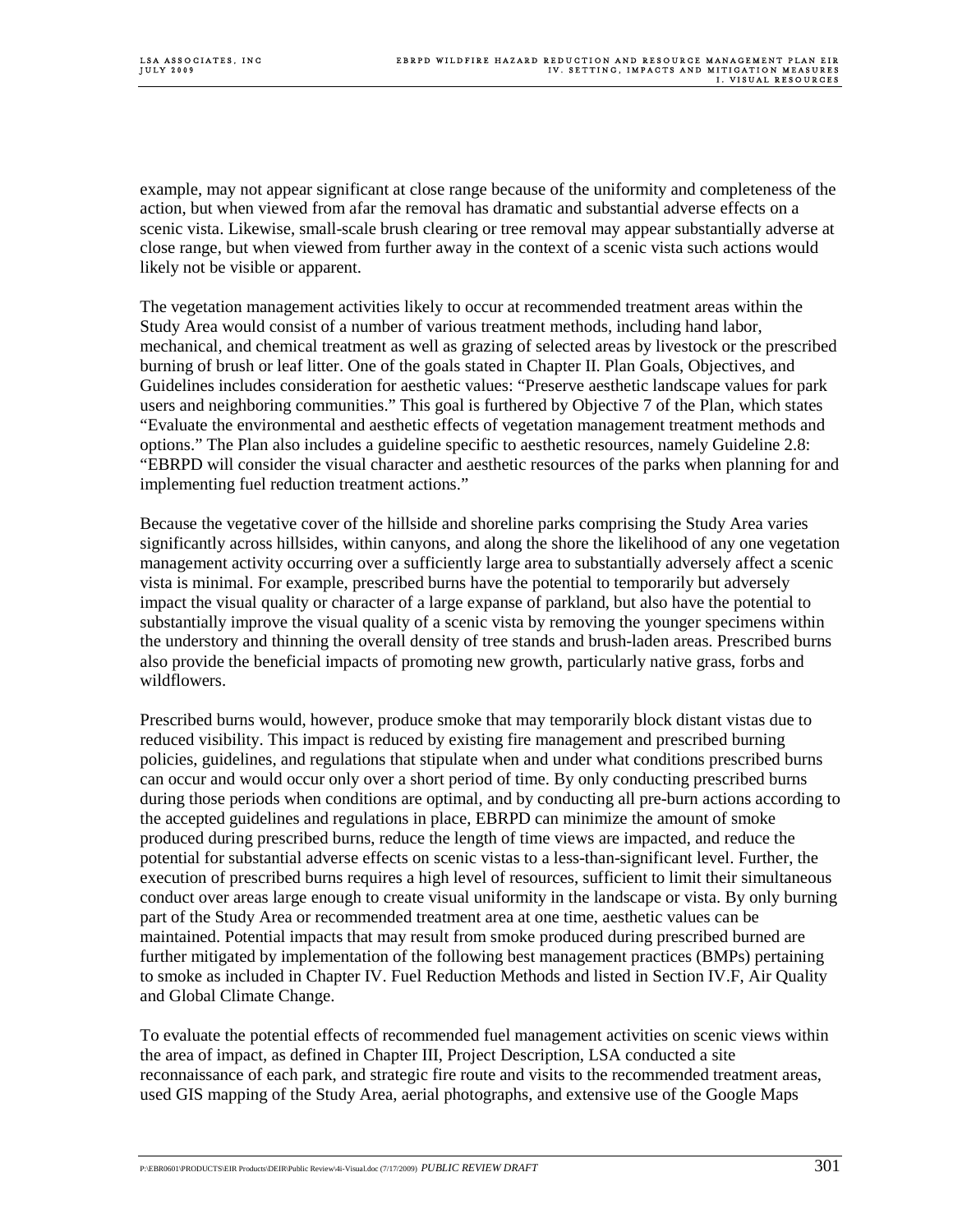example, may not appear significant at close range because of the uniformity and completeness of the action, but when viewed from afar the removal has dramatic and substantial adverse effects on a scenic vista. Likewise, small-scale brush clearing or tree removal may appear substantially adverse at close range, but when viewed from further away in the context of a scenic vista such actions would likely not be visible or apparent.

The vegetation management activities likely to occur at recommended treatment areas within the Study Area would consist of a number of various treatment methods, including hand labor, mechanical, and chemical treatment as well as grazing of selected areas by livestock or the prescribed burning of brush or leaf litter. One of the goals stated in Chapter II. Plan Goals, Objectives, and Guidelines includes consideration for aesthetic values: "Preserve aesthetic landscape values for park users and neighboring communities." This goal is furthered by Objective 7 of the Plan, which states "Evaluate the environmental and aesthetic effects of vegetation management treatment methods and options." The Plan also includes a guideline specific to aesthetic resources, namely Guideline 2.8: "EBRPD will consider the visual character and aesthetic resources of the parks when planning for and implementing fuel reduction treatment actions."

Because the vegetative cover of the hillside and shoreline parks comprising the Study Area varies significantly across hillsides, within canyons, and along the shore the likelihood of any one vegetation management activity occurring over a sufficiently large area to substantially adversely affect a scenic vista is minimal. For example, prescribed burns have the potential to temporarily but adversely impact the visual quality or character of a large expanse of parkland, but also have the potential to substantially improve the visual quality of a scenic vista by removing the younger specimens within the understory and thinning the overall density of tree stands and brush-laden areas. Prescribed burns also provide the beneficial impacts of promoting new growth, particularly native grass, forbs and wildflowers.

Prescribed burns would, however, produce smoke that may temporarily block distant vistas due to reduced visibility. This impact is reduced by existing fire management and prescribed burning policies, guidelines, and regulations that stipulate when and under what conditions prescribed burns can occur and would occur only over a short period of time. By only conducting prescribed burns during those periods when conditions are optimal, and by conducting all pre-burn actions according to the accepted guidelines and regulations in place, EBRPD can minimize the amount of smoke produced during prescribed burns, reduce the length of time views are impacted, and reduce the potential for substantial adverse effects on scenic vistas to a less-than-significant level. Further, the execution of prescribed burns requires a high level of resources, sufficient to limit their simultaneous conduct over areas large enough to create visual uniformity in the landscape or vista. By only burning part of the Study Area or recommended treatment area at one time, aesthetic values can be maintained. Potential impacts that may result from smoke produced during prescribed burned are further mitigated by implementation of the following best management practices (BMPs) pertaining to smoke as included in Chapter IV. Fuel Reduction Methods and listed in Section IV.F, Air Quality and Global Climate Change.

To evaluate the potential effects of recommended fuel management activities on scenic views within the area of impact, as defined in Chapter III, Project Description, LSA conducted a site reconnaissance of each park, and strategic fire route and visits to the recommended treatment areas, used GIS mapping of the Study Area, aerial photographs, and extensive use of the Google Maps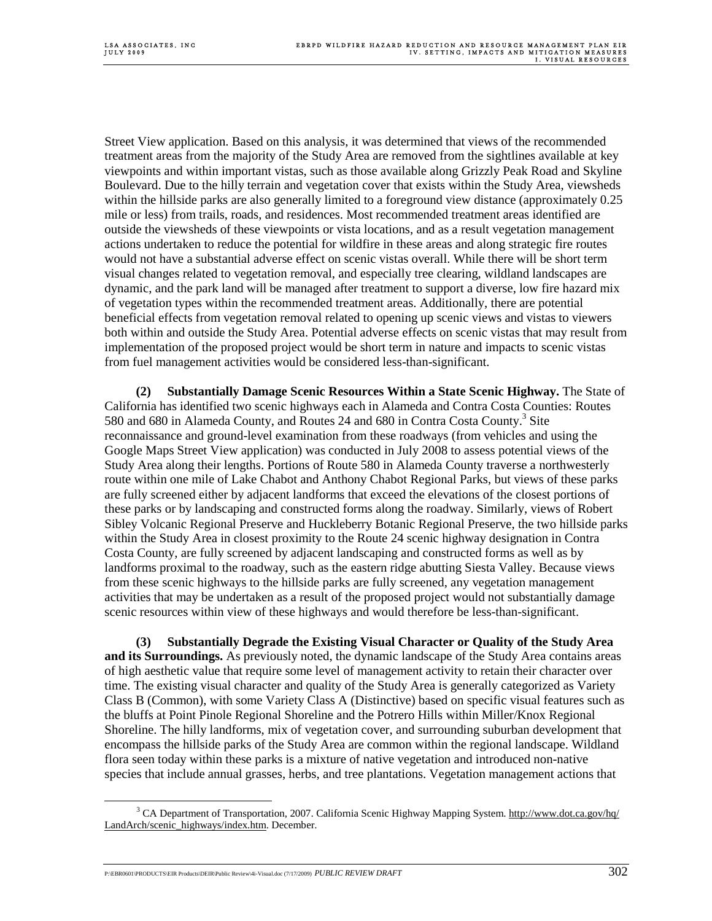Street View application. Based on this analysis, it was determined that views of the recommended treatment areas from the majority of the Study Area are removed from the sightlines available at key viewpoints and within important vistas, such as those available along Grizzly Peak Road and Skyline Boulevard. Due to the hilly terrain and vegetation cover that exists within the Study Area, viewsheds within the hillside parks are also generally limited to a foreground view distance (approximately 0.25 mile or less) from trails, roads, and residences. Most recommended treatment areas identified are outside the viewsheds of these viewpoints or vista locations, and as a result vegetation management actions undertaken to reduce the potential for wildfire in these areas and along strategic fire routes would not have a substantial adverse effect on scenic vistas overall. While there will be short term visual changes related to vegetation removal, and especially tree clearing, wildland landscapes are dynamic, and the park land will be managed after treatment to support a diverse, low fire hazard mix of vegetation types within the recommended treatment areas. Additionally, there are potential beneficial effects from vegetation removal related to opening up scenic views and vistas to viewers both within and outside the Study Area. Potential adverse effects on scenic vistas that may result from implementation of the proposed project would be short term in nature and impacts to scenic vistas from fuel management activities would be considered less-than-significant.

**(2) Substantially Damage Scenic Resources Within a State Scenic Highway.** The State of California has identified two scenic highways each in Alameda and Contra Costa Counties: Routes 580 and 680 in Alameda County, and Routes 24 and 680 in Contra Costa County.[3] Site reconnaissance and ground-level examination from these roadways (from vehicles and using the Google Maps Street View application) was conducted in July 2008 to assess potential views of the Study Area along their lengths. Portions of Route 580 in Alameda County traverse a northwesterly route within one mile of Lake Chabot and Anthony Chabot Regional Parks, but views of these parks are fully screened either by adjacent landforms that exceed the elevations of the closest portions of these parks or by landscaping and constructed forms along the roadway. Similarly, views of Robert Sibley Volcanic Regional Preserve and Huckleberry Botanic Regional Preserve, the two hillside parks within the Study Area in closest proximity to the Route 24 scenic highway designation in Contra Costa County, are fully screened by adjacent landscaping and constructed forms as well as by landforms proximal to the roadway, such as the eastern ridge abutting Siesta Valley. Because views from these scenic highways to the hillside parks are fully screened, any vegetation management activities that may be undertaken as a result of the proposed project would not substantially damage scenic resources within view of these highways and would therefore be less-than-significant.

**(3) Substantially Degrade the Existing Visual Character or Quality of the Study Area and its Surroundings.** As previously noted, the dynamic landscape of the Study Area contains areas of high aesthetic value that require some level of management activity to retain their character over time. The existing visual character and quality of the Study Area is generally categorized as Variety Class B (Common), with some Variety Class A (Distinctive) based on specific visual features such as the bluffs at Point Pinole Regional Shoreline and the Potrero Hills within Miller/Knox Regional Shoreline. The hilly landforms, mix of vegetation cover, and surrounding suburban development that encompass the hillside parks of the Study Area are common within the regional landscape. Wildland flora seen today within these parks is a mixture of native vegetation and introduced non-native species that include annual grasses, herbs, and tree plantations. Vegetation management actions that

---

[3] CA Department of Transportation, 2007. California Scenic Highway Mapping System. http://www.dot.ca.gov/hq/LandArch/scenic_highways/index.htm. December.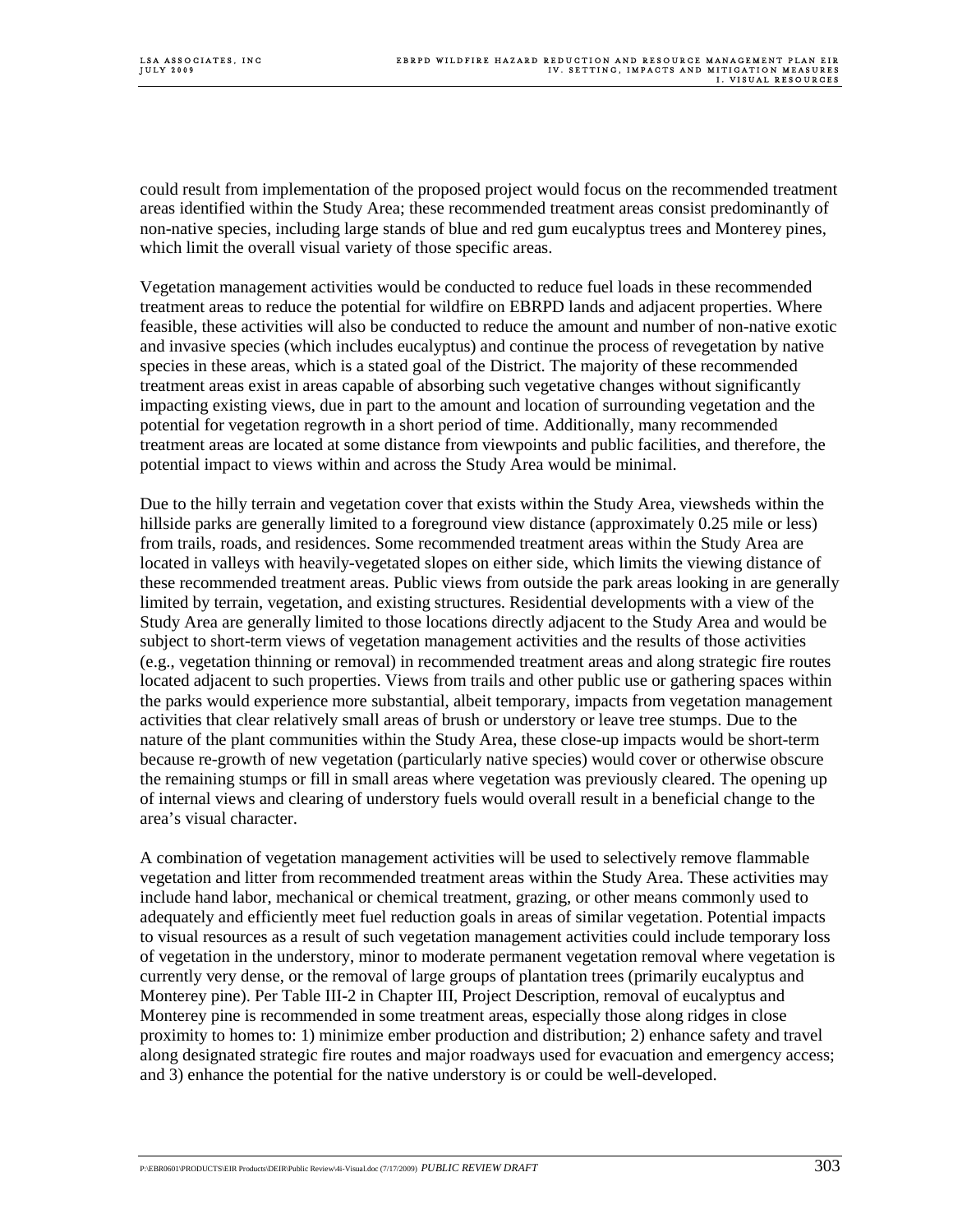could result from implementation of the proposed project would focus on the recommended treatment areas identified within the Study Area; these recommended treatment areas consist predominantly of non-native species, including large stands of blue and red gum eucalyptus trees and Monterey pines, which limit the overall visual variety of those specific areas.

Vegetation management activities would be conducted to reduce fuel loads in these recommended treatment areas to reduce the potential for wildfire on EBRPD lands and adjacent properties. Where feasible, these activities will also be conducted to reduce the amount and number of non-native exotic and invasive species (which includes eucalyptus) and continue the process of revegetation by native species in these areas, which is a stated goal of the District. The majority of these recommended treatment areas exist in areas capable of absorbing such vegetative changes without significantly impacting existing views, due in part to the amount and location of surrounding vegetation and the potential for vegetation regrowth in a short period of time. Additionally, many recommended treatment areas are located at some distance from viewpoints and public facilities, and therefore, the potential impact to views within and across the Study Area would be minimal.

Due to the hilly terrain and vegetation cover that exists within the Study Area, viewsheds within the hillside parks are generally limited to a foreground view distance (approximately 0.25 mile or less) from trails, roads, and residences. Some recommended treatment areas within the Study Area are located in valleys with heavily-vegetated slopes on either side, which limits the viewing distance of these recommended treatment areas. Public views from outside the park areas looking in are generally limited by terrain, vegetation, and existing structures. Residential developments with a view of the Study Area are generally limited to those locations directly adjacent to the Study Area and would be subject to short-term views of vegetation management activities and the results of those activities (e.g., vegetation thinning or removal) in recommended treatment areas and along strategic fire routes located adjacent to such properties. Views from trails and other public use or gathering spaces within the parks would experience more substantial, albeit temporary, impacts from vegetation management activities that clear relatively small areas of brush or understory or leave tree stumps. Due to the nature of the plant communities within the Study Area, these close-up impacts would be short-term because re-growth of new vegetation (particularly native species) would cover or otherwise obscure the remaining stumps or fill in small areas where vegetation was previously cleared. The opening up of internal views and clearing of understory fuels would overall result in a beneficial change to the area's visual character.

A combination of vegetation management activities will be used to selectively remove flammable vegetation and litter from recommended treatment areas within the Study Area. These activities may include hand labor, mechanical or chemical treatment, grazing, or other means commonly used to adequately and efficiently meet fuel reduction goals in areas of similar vegetation. Potential impacts to visual resources as a result of such vegetation management activities could include temporary loss of vegetation in the understory, minor to moderate permanent vegetation removal where vegetation is currently very dense, or the removal of large groups of plantation trees (primarily eucalyptus and Monterey pine). Per Table III-2 in Chapter III, Project Description, removal of eucalyptus and Monterey pine is recommended in some treatment areas, especially those along ridges in close proximity to homes to: 1) minimize ember production and distribution; 2) enhance safety and travel along designated strategic fire routes and major roadways used for evacuation and emergency access; and 3) enhance the potential for the native understory is or could be well-developed.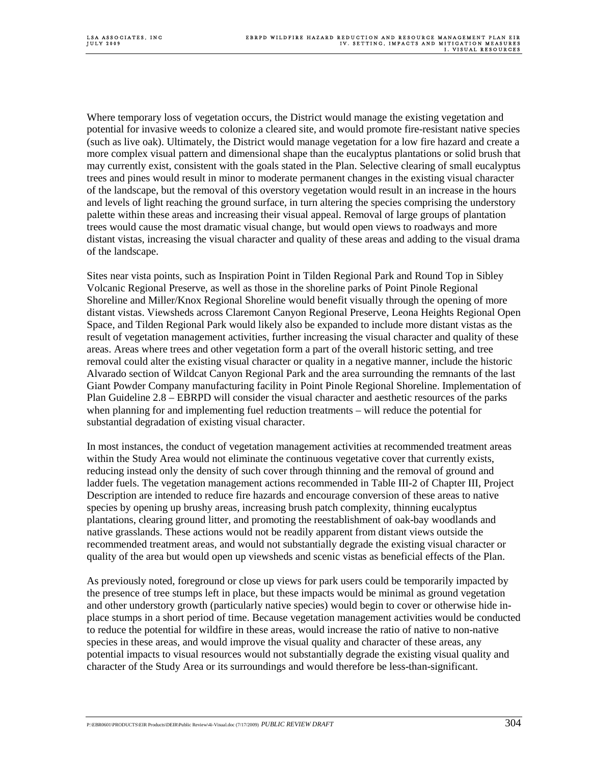Where temporary loss of vegetation occurs, the District would manage the existing vegetation and potential for invasive weeds to colonize a cleared site, and would promote fire-resistant native species (such as live oak). Ultimately, the District would manage vegetation for a low fire hazard and create a more complex visual pattern and dimensional shape than the eucalyptus plantations or solid brush that may currently exist, consistent with the goals stated in the Plan. Selective clearing of small eucalyptus trees and pines would result in minor to moderate permanent changes in the existing visual character of the landscape, but the removal of this overstory vegetation would result in an increase in the hours and levels of light reaching the ground surface, in turn altering the species comprising the understory palette within these areas and increasing their visual appeal. Removal of large groups of plantation trees would cause the most dramatic visual change, but would open views to roadways and more distant vistas, increasing the visual character and quality of these areas and adding to the visual drama of the landscape.

Sites near vista points, such as Inspiration Point in Tilden Regional Park and Round Top in Sibley Volcanic Regional Preserve, as well as those in the shoreline parks of Point Pinole Regional Shoreline and Miller/Knox Regional Shoreline would benefit visually through the opening of more distant vistas. Viewsheds across Claremont Canyon Regional Preserve, Leona Heights Regional Open Space, and Tilden Regional Park would likely also be expanded to include more distant vistas as the result of vegetation management activities, further increasing the visual character and quality of these areas. Areas where trees and other vegetation form a part of the overall historic setting, and tree removal could alter the existing visual character or quality in a negative manner, include the historic Alvarado section of Wildcat Canyon Regional Park and the area surrounding the remnants of the last Giant Powder Company manufacturing facility in Point Pinole Regional Shoreline. Implementation of Plan Guideline 2.8 – EBRPD will consider the visual character and aesthetic resources of the parks when planning for and implementing fuel reduction treatments – will reduce the potential for substantial degradation of existing visual character.

In most instances, the conduct of vegetation management activities at recommended treatment areas within the Study Area would not eliminate the continuous vegetative cover that currently exists, reducing instead only the density of such cover through thinning and the removal of ground and ladder fuels. The vegetation management actions recommended in Table III-2 of Chapter III, Project Description are intended to reduce fire hazards and encourage conversion of these areas to native species by opening up brushy areas, increasing brush patch complexity, thinning eucalyptus plantations, clearing ground litter, and promoting the reestablishment of oak-bay woodlands and native grasslands. These actions would not be readily apparent from distant views outside the recommended treatment areas, and would not substantially degrade the existing visual character or quality of the area but would open up viewsheds and scenic vistas as beneficial effects of the Plan.

As previously noted, foreground or close up views for park users could be temporarily impacted by the presence of tree stumps left in place, but these impacts would be minimal as ground vegetation and other understory growth (particularly native species) would begin to cover or otherwise hide in-place stumps in a short period of time. Because vegetation management activities would be conducted to reduce the potential for wildfire in these areas, would increase the ratio of native to non-native species in these areas, and would improve the visual quality and character of these areas, any potential impacts to visual resources would not substantially degrade the existing visual quality and character of the Study Area or its surroundings and would therefore be less-than-significant.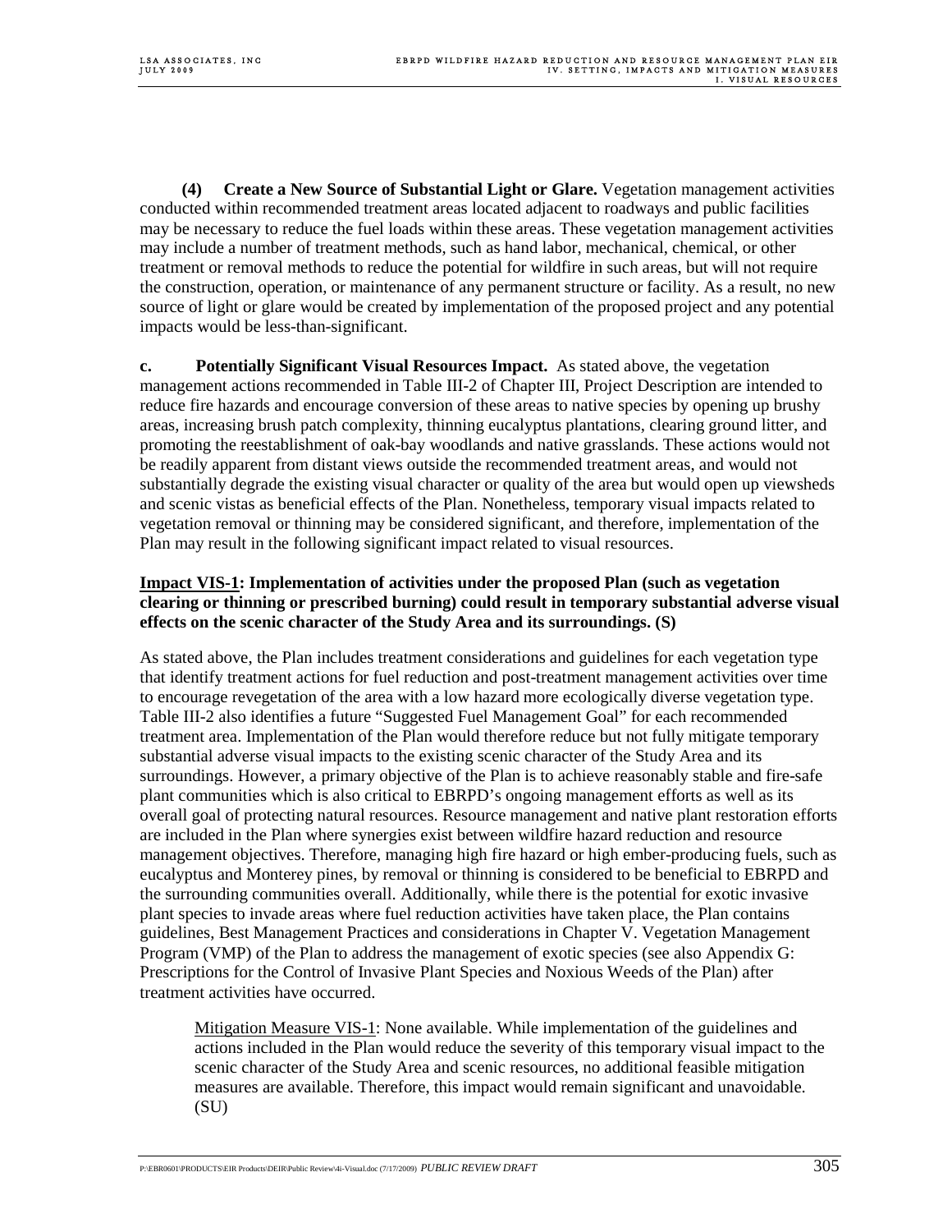**(4) Create a New Source of Substantial Light or Glare.** Vegetation management activities conducted within recommended treatment areas located adjacent to roadways and public facilities may be necessary to reduce the fuel loads within these areas. These vegetation management activities may include a number of treatment methods, such as hand labor, mechanical, chemical, or other treatment or removal methods to reduce the potential for wildfire in such areas, but will not require the construction, operation, or maintenance of any permanent structure or facility. As a result, no new source of light or glare would be created by implementation of the proposed project and any potential impacts would be less-than-significant.

**c. Potentially Significant Visual Resources Impact.** As stated above, the vegetation management actions recommended in Table III-2 of Chapter III, Project Description are intended to reduce fire hazards and encourage conversion of these areas to native species by opening up brushy areas, increasing brush patch complexity, thinning eucalyptus plantations, clearing ground litter, and promoting the reestablishment of oak-bay woodlands and native grasslands. These actions would not be readily apparent from distant views outside the recommended treatment areas, and would not substantially degrade the existing visual character or quality of the area but would open up viewsheds and scenic vistas as beneficial effects of the Plan. Nonetheless, temporary visual impacts related to vegetation removal or thinning may be considered significant, and therefore, implementation of the Plan may result in the following significant impact related to visual resources.

**Impact VIS-1: Implementation of activities under the proposed Plan (such as vegetation clearing or thinning or prescribed burning) could result in temporary substantial adverse visual effects on the scenic character of the Study Area and its surroundings. (S)**

As stated above, the Plan includes treatment considerations and guidelines for each vegetation type that identify treatment actions for fuel reduction and post-treatment management activities over time to encourage revegetation of the area with a low hazard more ecologically diverse vegetation type. Table III-2 also identifies a future "Suggested Fuel Management Goal" for each recommended treatment area. Implementation of the Plan would therefore reduce but not fully mitigate temporary substantial adverse visual impacts to the existing scenic character of the Study Area and its surroundings. However, a primary objective of the Plan is to achieve reasonably stable and fire-safe plant communities which is also critical to EBRPD's ongoing management efforts as well as its overall goal of protecting natural resources. Resource management and native plant restoration efforts are included in the Plan where synergies exist between wildfire hazard reduction and resource management objectives. Therefore, managing high fire hazard or high ember-producing fuels, such as eucalyptus and Monterey pines, by removal or thinning is considered to be beneficial to EBRPD and the surrounding communities overall. Additionally, while there is the potential for exotic invasive plant species to invade areas where fuel reduction activities have taken place, the Plan contains guidelines, Best Management Practices and considerations in Chapter V. Vegetation Management Program (VMP) of the Plan to address the management of exotic species (see also Appendix G: Prescriptions for the Control of Invasive Plant Species and Noxious Weeds of the Plan) after treatment activities have occurred.

> Mitigation Measure VIS-1: None available. While implementation of the guidelines and actions included in the Plan would reduce the severity of this temporary visual impact to the scenic character of the Study Area and scenic resources, no additional feasible mitigation measures are available. Therefore, this impact would remain significant and unavoidable. (SU)